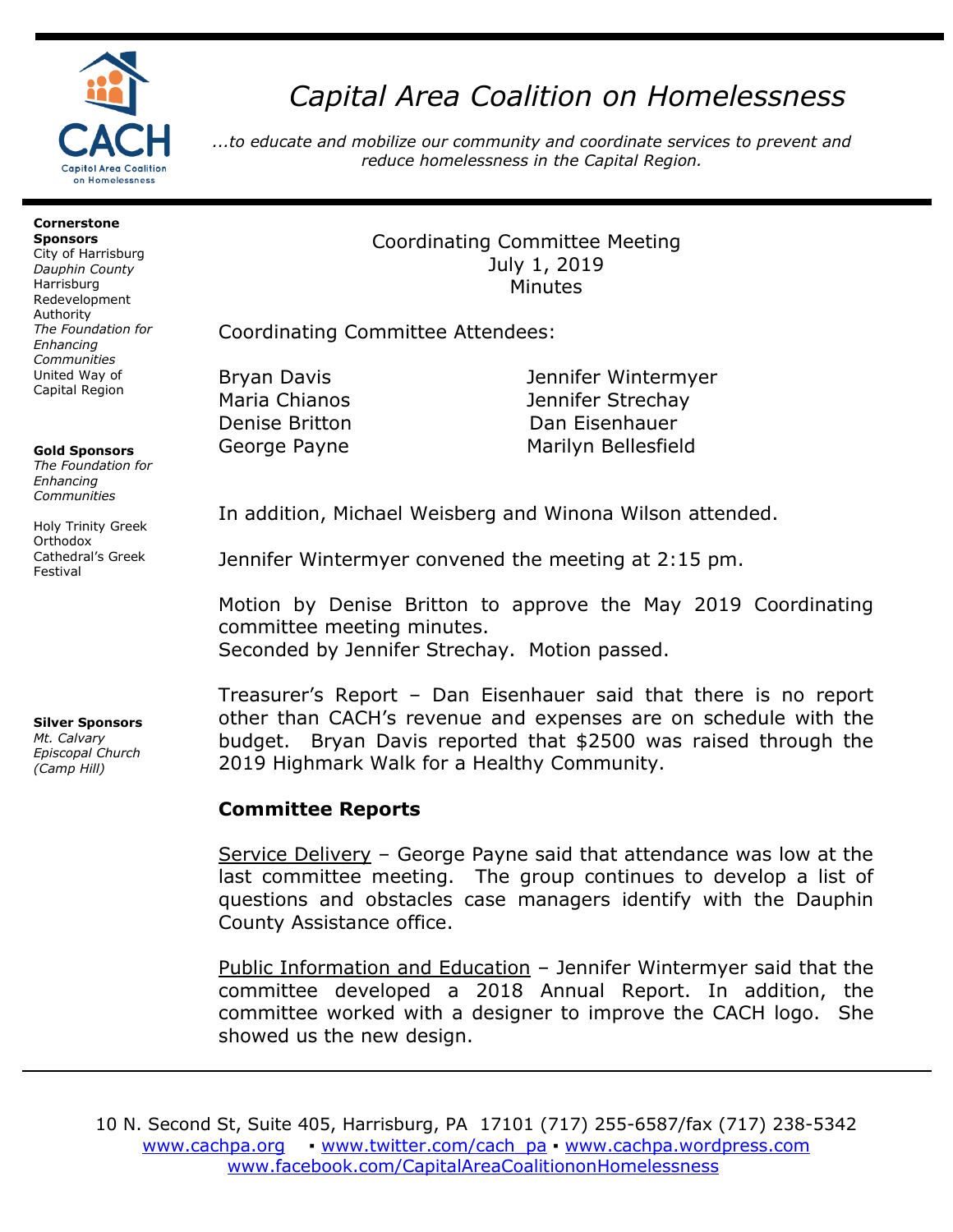# Capital Area Coalition on Homelessness

*...to educate and mobilize our community and coordinate services to prevent and reduce homelessness in the Capital Region.*

**Cornerstone Sponsors**
City of Harrisburg
*Dauphin County*
Harrisburg Redevelopment Authority
*The Foundation for Enhancing Communities*
United Way of Capital Region

**Gold Sponsors**
*The Foundation for Enhancing Communities*

Holy Trinity Greek Orthodox Cathedral's Greek Festival

**Silver Sponsors**
*Mt. Calvary Episcopal Church (Camp Hill)*

Coordinating Committee Meeting
July 1, 2019
Minutes

Coordinating Committee Attendees:

| | |
|---|---|
| Bryan Davis | Jennifer Wintermyer |
| Maria Chianos | Jennifer Strechay |
| Denise Britton | Dan Eisenhauer |
| George Payne | Marilyn Bellesfield |

In addition, Michael Weisberg and Winona Wilson attended.

Jennifer Wintermyer convened the meeting at 2:15 pm.

Motion by Denise Britton to approve the May 2019 Coordinating committee meeting minutes.
Seconded by Jennifer Strechay. Motion passed.

Treasurer's Report – Dan Eisenhauer said that there is no report other than CACH's revenue and expenses are on schedule with the budget. Bryan Davis reported that $2500 was raised through the 2019 Highmark Walk for a Healthy Community.

## Committee Reports

Service Delivery – George Payne said that attendance was low at the last committee meeting. The group continues to develop a list of questions and obstacles case managers identify with the Dauphin County Assistance office.

Public Information and Education – Jennifer Wintermyer said that the committee developed a 2018 Annual Report. In addition, the committee worked with a designer to improve the CACH logo. She showed us the new design.

10 N. Second St, Suite 405, Harrisburg, PA 17101 (717) 255-6587/fax (717) 238-5342
www.cachpa.org ▪ www.twitter.com/cach_pa ▪ www.cachpa.wordpress.com
www.facebook.com/CapitalAreaCoalitiononHomelessness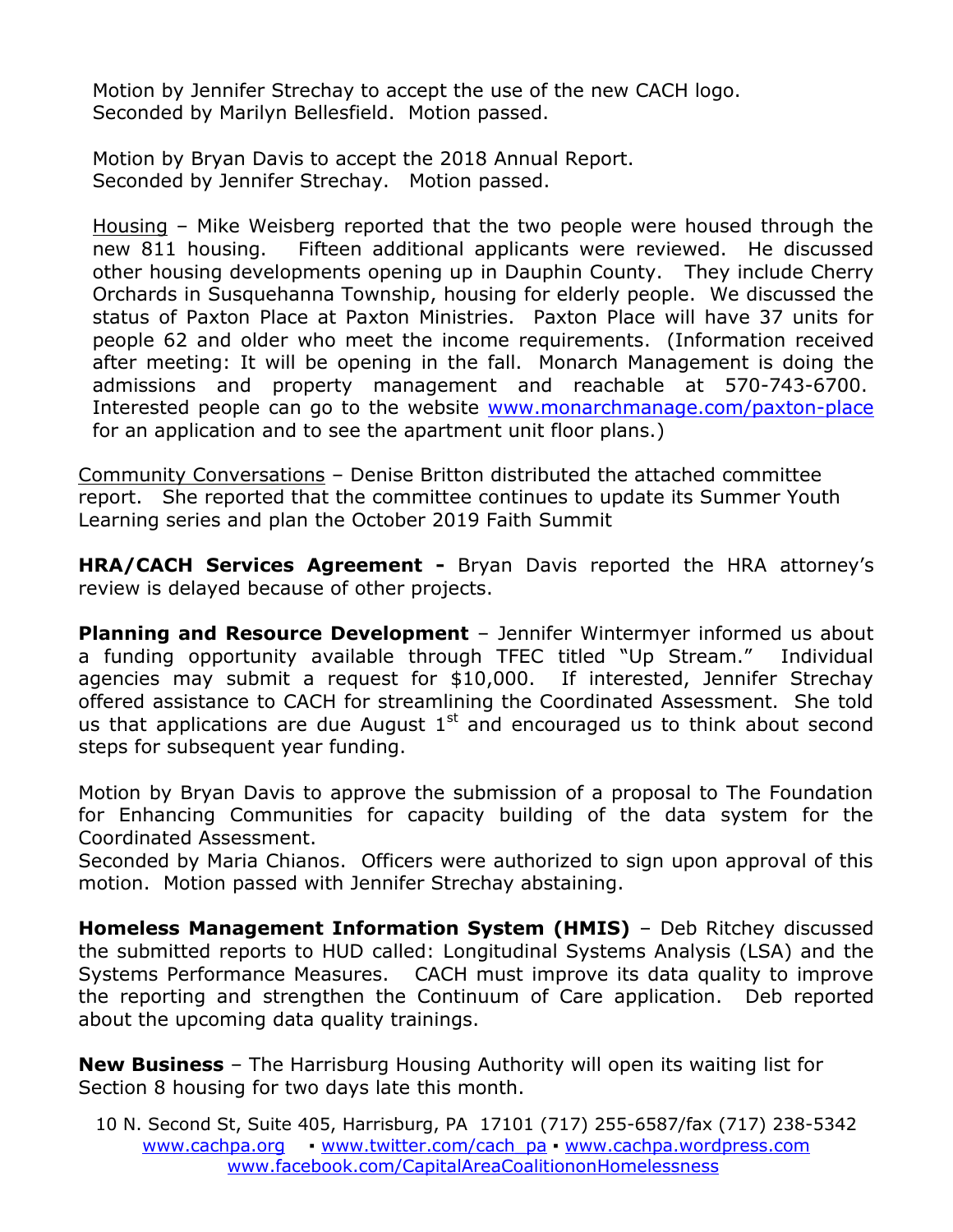Motion by Jennifer Strechay to accept the use of the new CACH logo. Seconded by Marilyn Bellesfield. Motion passed.

Motion by Bryan Davis to accept the 2018 Annual Report. Seconded by Jennifer Strechay. Motion passed.

Housing – Mike Weisberg reported that the two people were housed through the new 811 housing. Fifteen additional applicants were reviewed. He discussed other housing developments opening up in Dauphin County. They include Cherry Orchards in Susquehanna Township, housing for elderly people. We discussed the status of Paxton Place at Paxton Ministries. Paxton Place will have 37 units for people 62 and older who meet the income requirements. (Information received after meeting: It will be opening in the fall. Monarch Management is doing the admissions and property management and reachable at 570-743-6700. Interested people can go to the website www.monarchmanage.com/paxton-place for an application and to see the apartment unit floor plans.)

Community Conversations – Denise Britton distributed the attached committee report. She reported that the committee continues to update its Summer Youth Learning series and plan the October 2019 Faith Summit

**HRA/CACH Services Agreement -** Bryan Davis reported the HRA attorney's review is delayed because of other projects.

**Planning and Resource Development** – Jennifer Wintermyer informed us about a funding opportunity available through TFEC titled "Up Stream." Individual agencies may submit a request for $10,000. If interested, Jennifer Strechay offered assistance to CACH for streamlining the Coordinated Assessment. She told us that applications are due August 1st and encouraged us to think about second steps for subsequent year funding.

Motion by Bryan Davis to approve the submission of a proposal to The Foundation for Enhancing Communities for capacity building of the data system for the Coordinated Assessment.
Seconded by Maria Chianos. Officers were authorized to sign upon approval of this motion. Motion passed with Jennifer Strechay abstaining.

**Homeless Management Information System (HMIS)** – Deb Ritchey discussed the submitted reports to HUD called: Longitudinal Systems Analysis (LSA) and the Systems Performance Measures. CACH must improve its data quality to improve the reporting and strengthen the Continuum of Care application. Deb reported about the upcoming data quality trainings.

**New Business** – The Harrisburg Housing Authority will open its waiting list for Section 8 housing for two days late this month.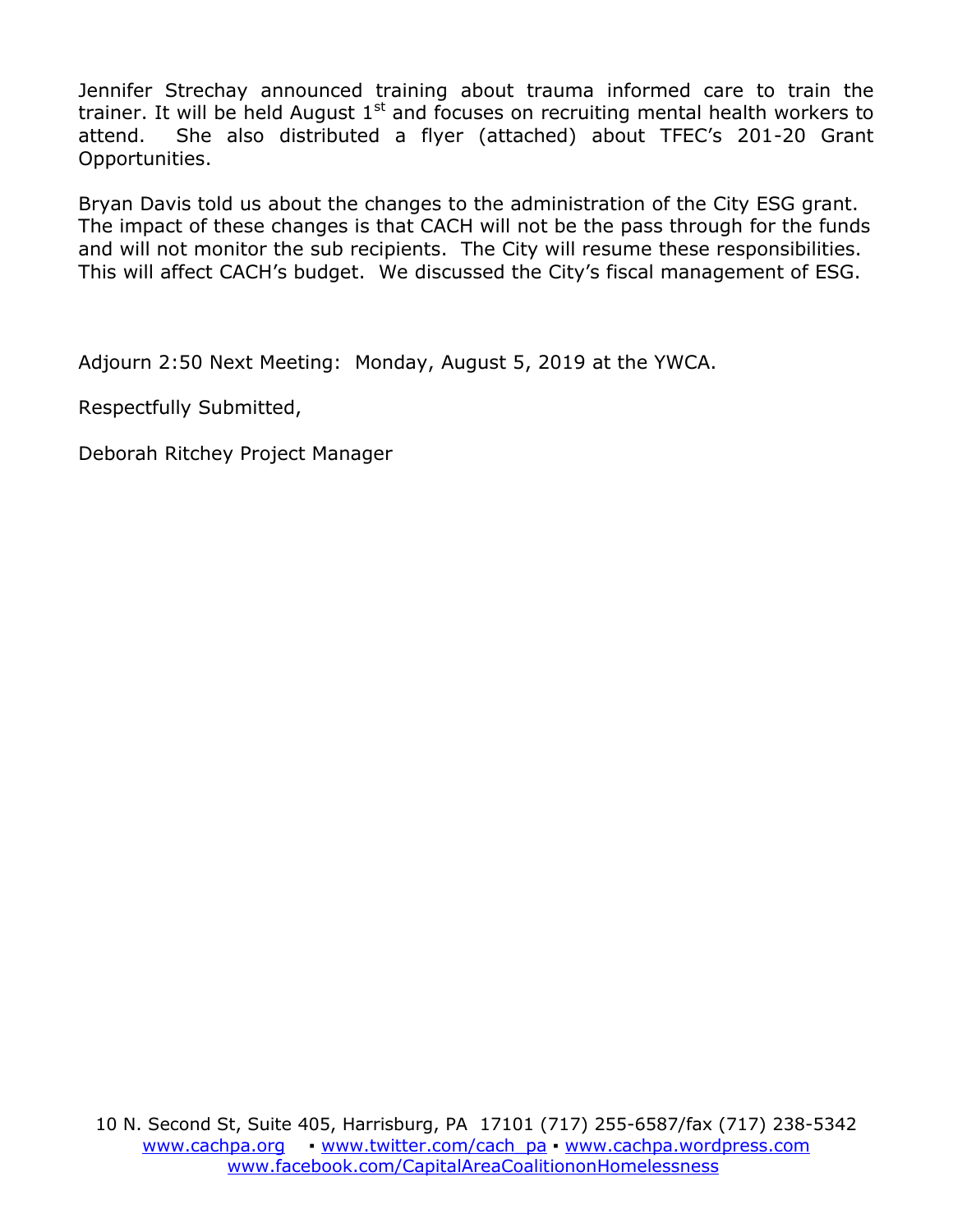Jennifer Strechay announced training about trauma informed care to train the trainer. It will be held August 1st and focuses on recruiting mental health workers to attend. She also distributed a flyer (attached) about TFEC's 201-20 Grant Opportunities.

Bryan Davis told us about the changes to the administration of the City ESG grant. The impact of these changes is that CACH will not be the pass through for the funds and will not monitor the sub recipients. The City will resume these responsibilities. This will affect CACH's budget. We discussed the City's fiscal management of ESG.

Adjourn 2:50 Next Meeting: Monday, August 5, 2019 at the YWCA.

Respectfully Submitted,

Deborah Ritchey Project Manager

10 N. Second St, Suite 405, Harrisburg, PA 17101 (717) 255-6587/fax (717) 238-5342
www.cachpa.org ▪ www.twitter.com/cach_pa ▪ www.cachpa.wordpress.com
www.facebook.com/CapitalAreaCoalitiononHomelessness